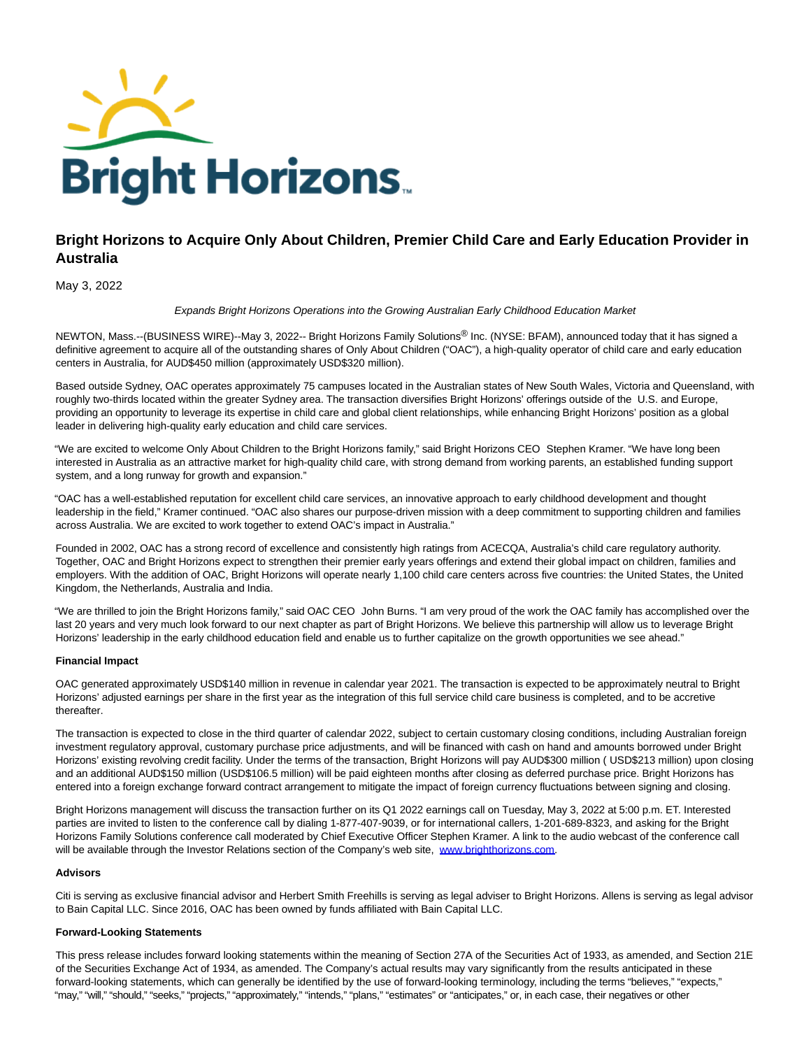# Bright Horizons to Acquire Only About Children, Premier Child Care and Early Education Provider in Australia

May 3, 2022

*Expands Bright Horizons Operations into the Growing Australian Early Childhood Education Market*

NEWTON, Mass.--(BUSINESS WIRE)--May 3, 2022-- Bright Horizons Family Solutions® Inc. (NYSE: BFAM), announced today that it has signed a definitive agreement to acquire all of the outstanding shares of Only About Children ("OAC"), a high-quality operator of child care and early education centers in Australia, for AUD$450 million (approximately USD$320 million).

Based outside Sydney, OAC operates approximately 75 campuses located in the Australian states of New South Wales, Victoria and Queensland, with roughly two-thirds located within the greater Sydney area. The transaction diversifies Bright Horizons' offerings outside of the U.S. and Europe, providing an opportunity to leverage its expertise in child care and global client relationships, while enhancing Bright Horizons' position as a global leader in delivering high-quality early education and child care services.

"We are excited to welcome Only About Children to the Bright Horizons family," said Bright Horizons CEO Stephen Kramer. "We have long been interested in Australia as an attractive market for high-quality child care, with strong demand from working parents, an established funding support system, and a long runway for growth and expansion."

"OAC has a well-established reputation for excellent child care services, an innovative approach to early childhood development and thought leadership in the field," Kramer continued. "OAC also shares our purpose-driven mission with a deep commitment to supporting children and families across Australia. We are excited to work together to extend OAC's impact in Australia."

Founded in 2002, OAC has a strong record of excellence and consistently high ratings from ACECQA, Australia's child care regulatory authority. Together, OAC and Bright Horizons expect to strengthen their premier early years offerings and extend their global impact on children, families and employers. With the addition of OAC, Bright Horizons will operate nearly 1,100 child care centers across five countries: the United States, the United Kingdom, the Netherlands, Australia and India.

"We are thrilled to join the Bright Horizons family," said OAC CEO John Burns. "I am very proud of the work the OAC family has accomplished over the last 20 years and very much look forward to our next chapter as part of Bright Horizons. We believe this partnership will allow us to leverage Bright Horizons' leadership in the early childhood education field and enable us to further capitalize on the growth opportunities we see ahead."

**Financial Impact**

OAC generated approximately USD$140 million in revenue in calendar year 2021. The transaction is expected to be approximately neutral to Bright Horizons' adjusted earnings per share in the first year as the integration of this full service child care business is completed, and to be accretive thereafter.

The transaction is expected to close in the third quarter of calendar 2022, subject to certain customary closing conditions, including Australian foreign investment regulatory approval, customary purchase price adjustments, and will be financed with cash on hand and amounts borrowed under Bright Horizons' existing revolving credit facility. Under the terms of the transaction, Bright Horizons will pay AUD$300 million ( USD$213 million) upon closing and an additional AUD$150 million (USD$106.5 million) will be paid eighteen months after closing as deferred purchase price. Bright Horizons has entered into a foreign exchange forward contract arrangement to mitigate the impact of foreign currency fluctuations between signing and closing.

Bright Horizons management will discuss the transaction further on its Q1 2022 earnings call on Tuesday, May 3, 2022 at 5:00 p.m. ET. Interested parties are invited to listen to the conference call by dialing 1-877-407-9039, or for international callers, 1-201-689-8323, and asking for the Bright Horizons Family Solutions conference call moderated by Chief Executive Officer Stephen Kramer. A link to the audio webcast of the conference call will be available through the Investor Relations section of the Company's web site, [www.brighthorizons.com](www.brighthorizons.com).

**Advisors**

Citi is serving as exclusive financial advisor and Herbert Smith Freehills is serving as legal adviser to Bright Horizons. Allens is serving as legal advisor to Bain Capital LLC. Since 2016, OAC has been owned by funds affiliated with Bain Capital LLC.

**Forward-Looking Statements**

This press release includes forward looking statements within the meaning of Section 27A of the Securities Act of 1933, as amended, and Section 21E of the Securities Exchange Act of 1934, as amended. The Company's actual results may vary significantly from the results anticipated in these forward-looking statements, which can generally be identified by the use of forward-looking terminology, including the terms "believes," "expects," "may," "will," "should," "seeks," "projects," "approximately," "intends," "plans," "estimates" or "anticipates," or, in each case, their negatives or other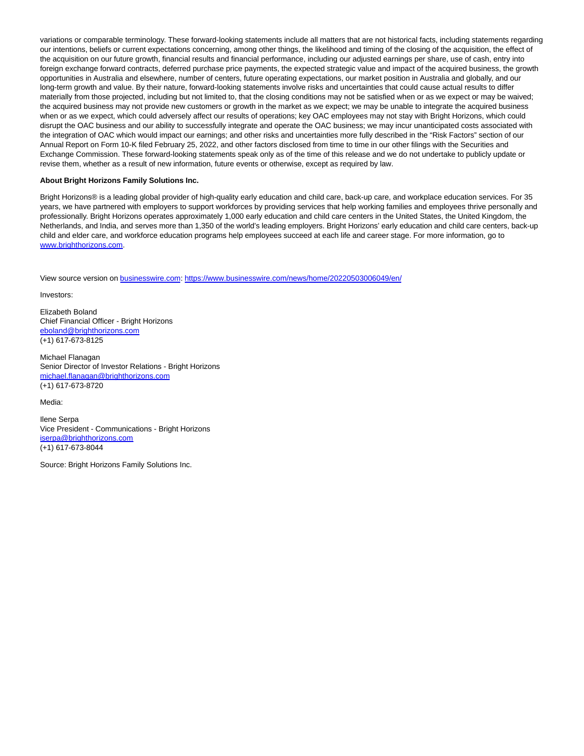variations or comparable terminology. These forward-looking statements include all matters that are not historical facts, including statements regarding our intentions, beliefs or current expectations concerning, among other things, the likelihood and timing of the closing of the acquisition, the effect of the acquisition on our future growth, financial results and financial performance, including our adjusted earnings per share, use of cash, entry into foreign exchange forward contracts, deferred purchase price payments, the expected strategic value and impact of the acquired business, the growth opportunities in Australia and elsewhere, number of centers, future operating expectations, our market position in Australia and globally, and our long-term growth and value. By their nature, forward-looking statements involve risks and uncertainties that could cause actual results to differ materially from those projected, including but not limited to, that the closing conditions may not be satisfied when or as we expect or may be waived; the acquired business may not provide new customers or growth in the market as we expect; we may be unable to integrate the acquired business when or as we expect, which could adversely affect our results of operations; key OAC employees may not stay with Bright Horizons, which could disrupt the OAC business and our ability to successfully integrate and operate the OAC business; we may incur unanticipated costs associated with the integration of OAC which would impact our earnings; and other risks and uncertainties more fully described in the "Risk Factors" section of our Annual Report on Form 10-K filed February 25, 2022, and other factors disclosed from time to time in our other filings with the Securities and Exchange Commission. These forward-looking statements speak only as of the time of this release and we do not undertake to publicly update or revise them, whether as a result of new information, future events or otherwise, except as required by law.

**About Bright Horizons Family Solutions Inc.**

Bright Horizons® is a leading global provider of high-quality early education and child care, back-up care, and workplace education services. For 35 years, we have partnered with employers to support workforces by providing services that help working families and employees thrive personally and professionally. Bright Horizons operates approximately 1,000 early education and child care centers in the United States, the United Kingdom, the Netherlands, and India, and serves more than 1,350 of the world's leading employers. Bright Horizons' early education and child care centers, back-up child and elder care, and workforce education programs help employees succeed at each life and career stage. For more information, go to www.brighthorizons.com.

View source version on businesswire.com: https://www.businesswire.com/news/home/20220503006049/en/

Investors:

Elizabeth Boland
Chief Financial Officer - Bright Horizons
eboland@brighthorizons.com
(+1) 617-673-8125

Michael Flanagan
Senior Director of Investor Relations - Bright Horizons
michael.flanagan@brighthorizons.com
(+1) 617-673-8720

Media:

Ilene Serpa
Vice President - Communications - Bright Horizons
iserpa@brighthorizons.com
(+1) 617-673-8044

Source: Bright Horizons Family Solutions Inc.